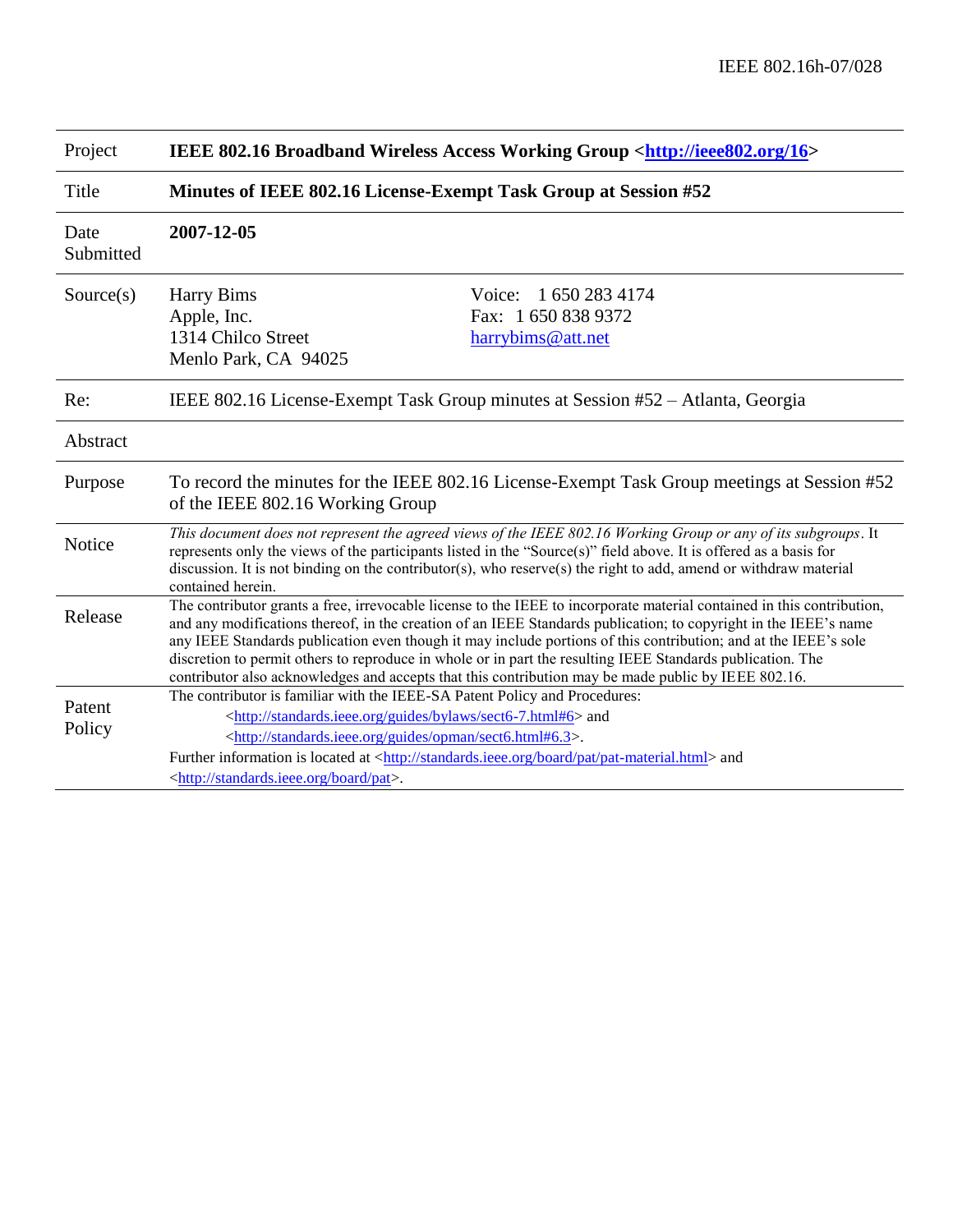IEEE 802.16h-07/028

| | |
|---|---|
| Project | **IEEE 802.16 Broadband Wireless Access Working Group <[http://ieee802.org/16](http://ieee802.org/16)>** |
| Title | **Minutes of IEEE 802.16 License-Exempt Task Group at Session #52** |
| Date Submitted | **2007-12-05** |
| Source(s) | Harry Bims<br>Apple, Inc.<br>1314 Chilco Street<br>Menlo Park, CA 94025<br><br>Voice: 1 650 283 4174<br>Fax: 1 650 838 9372<br>[harrybims@att.net](mailto:harrybims@att.net) |
| Re: | IEEE 802.16 License-Exempt Task Group minutes at Session #52 – Atlanta, Georgia |
| Abstract | |
| Purpose | To record the minutes for the IEEE 802.16 License-Exempt Task Group meetings at Session #52 of the IEEE 802.16 Working Group |
| Notice | *This document does not represent the agreed views of the IEEE 802.16 Working Group or any of its subgroups*. It represents only the views of the participants listed in the "Source(s)" field above. It is offered as a basis for discussion. It is not binding on the contributor(s), who reserve(s) the right to add, amend or withdraw material contained herein. |
| Release | The contributor grants a free, irrevocable license to the IEEE to incorporate material contained in this contribution, and any modifications thereof, in the creation of an IEEE Standards publication; to copyright in the IEEE's name any IEEE Standards publication even though it may include portions of this contribution; and at the IEEE's sole discretion to permit others to reproduce in whole or in part the resulting IEEE Standards publication. The contributor also acknowledges and accepts that this contribution may be made public by IEEE 802.16. |
| Patent Policy | The contributor is familiar with the IEEE-SA Patent Policy and Procedures:<br><[http://standards.ieee.org/guides/bylaws/sect6-7.html#6](http://standards.ieee.org/guides/bylaws/sect6-7.html#6)> and<br><[http://standards.ieee.org/guides/opman/sect6.html#6.3](http://standards.ieee.org/guides/opman/sect6.html#6.3)>.<br>Further information is located at <[http://standards.ieee.org/board/pat/pat-material.html](http://standards.ieee.org/board/pat/pat-material.html)> and <[http://standards.ieee.org/board/pat](http://standards.ieee.org/board/pat)>. |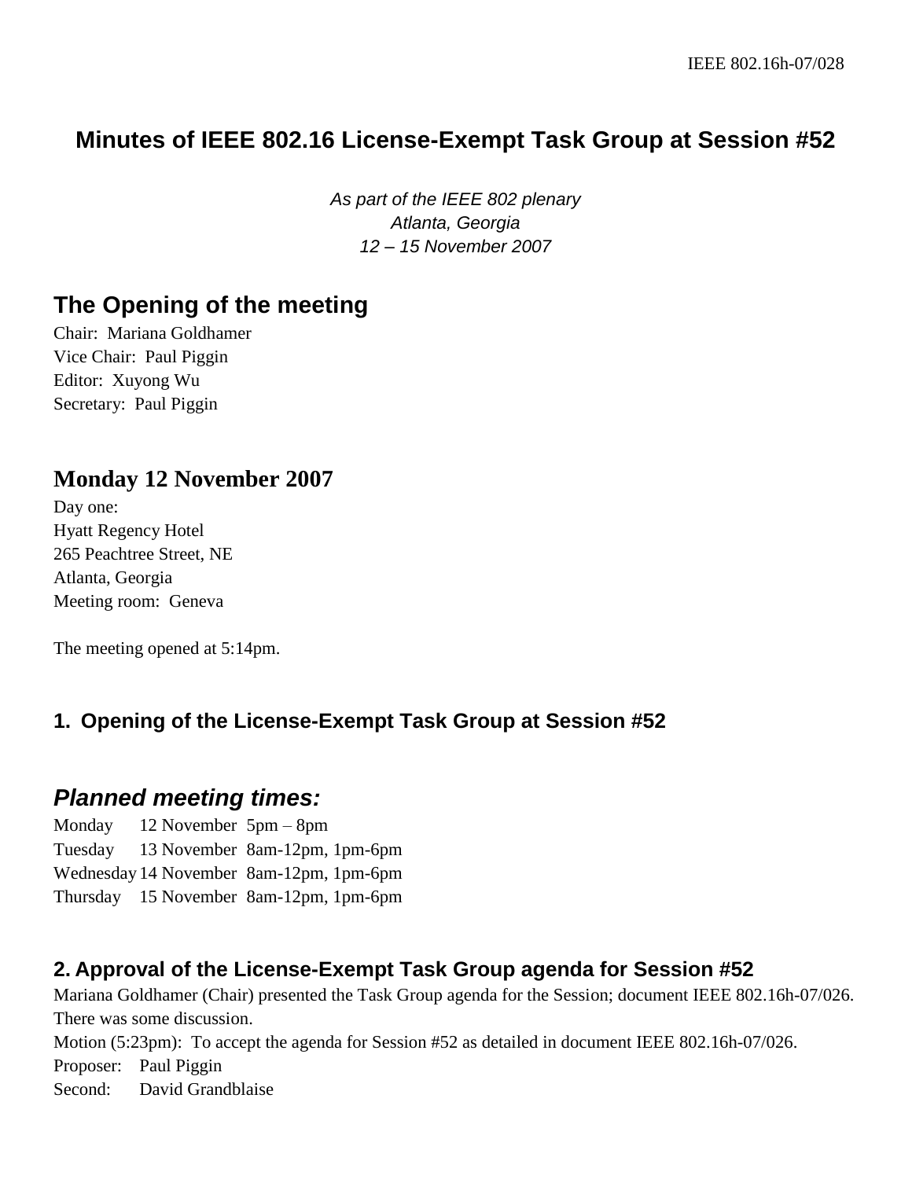# Minutes of IEEE 802.16 License-Exempt Task Group at Session #52

*As part of the IEEE 802 plenary*
*Atlanta, Georgia*
*12 – 15 November 2007*

## The Opening of the meeting

Chair: Mariana Goldhamer
Vice Chair: Paul Piggin
Editor: Xuyong Wu
Secretary: Paul Piggin

## Monday 12 November 2007

Day one:
Hyatt Regency Hotel
265 Peachtree Street, NE
Atlanta, Georgia
Meeting room: Geneva

The meeting opened at 5:14pm.

### 1. Opening of the License-Exempt Task Group at Session #52

## *Planned meeting times:*

Monday 12 November 5pm – 8pm
Tuesday 13 November 8am-12pm, 1pm-6pm
Wednesday 14 November 8am-12pm, 1pm-6pm
Thursday 15 November 8am-12pm, 1pm-6pm

### 2. Approval of the License-Exempt Task Group agenda for Session #52

Mariana Goldhamer (Chair) presented the Task Group agenda for the Session; document IEEE 802.16h-07/026. There was some discussion.

Motion (5:23pm): To accept the agenda for Session #52 as detailed in document IEEE 802.16h-07/026.

Proposer: Paul Piggin
Second: David Grandblaise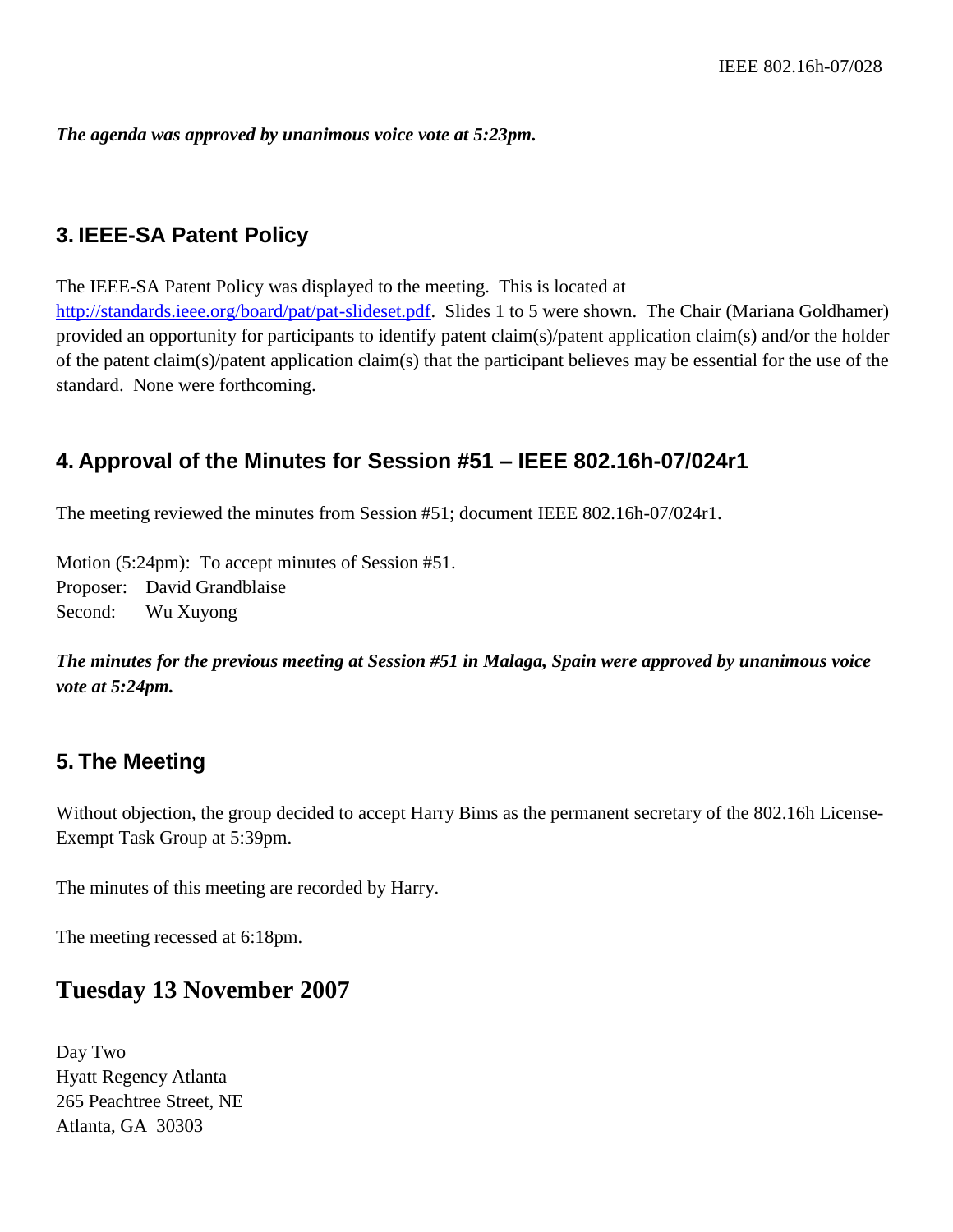***The agenda was approved by unanimous voice vote at 5:23pm.***

## 3. IEEE-SA Patent Policy

The IEEE-SA Patent Policy was displayed to the meeting. This is located at [http://standards.ieee.org/board/pat/pat-slideset.pdf](http://standards.ieee.org/board/pat/pat-slideset.pdf). Slides 1 to 5 were shown. The Chair (Mariana Goldhamer) provided an opportunity for participants to identify patent claim(s)/patent application claim(s) and/or the holder of the patent claim(s)/patent application claim(s) that the participant believes may be essential for the use of the standard. None were forthcoming.

## 4. Approval of the Minutes for Session #51 – IEEE 802.16h-07/024r1

The meeting reviewed the minutes from Session #51; document IEEE 802.16h-07/024r1.

Motion (5:24pm): To accept minutes of Session #51.
Proposer: David Grandblaise
Second: Wu Xuyong

***The minutes for the previous meeting at Session #51 in Malaga, Spain were approved by unanimous voice vote at 5:24pm.***

## 5. The Meeting

Without objection, the group decided to accept Harry Bims as the permanent secretary of the 802.16h License-Exempt Task Group at 5:39pm.

The minutes of this meeting are recorded by Harry.

The meeting recessed at 6:18pm.

# Tuesday 13 November 2007

Day Two
Hyatt Regency Atlanta
265 Peachtree Street, NE
Atlanta, GA 30303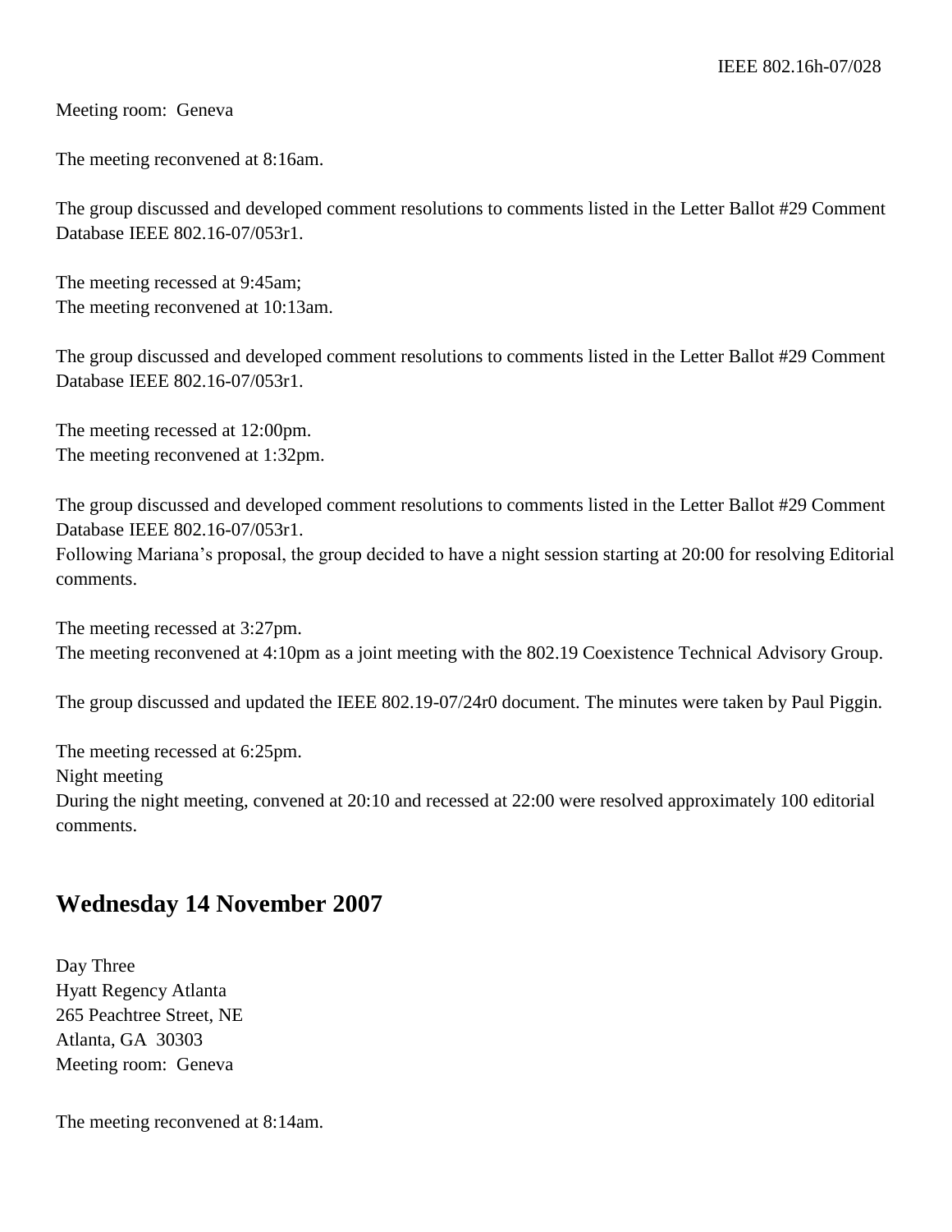Meeting room:  Geneva

The meeting reconvened at 8:16am.

The group discussed and developed comment resolutions to comments listed in the Letter Ballot #29 Comment Database IEEE 802.16-07/053r1.

The meeting recessed at 9:45am;
The meeting reconvened at 10:13am.

The group discussed and developed comment resolutions to comments listed in the Letter Ballot #29 Comment Database IEEE 802.16-07/053r1.

The meeting recessed at 12:00pm.
The meeting reconvened at 1:32pm.

The group discussed and developed comment resolutions to comments listed in the Letter Ballot #29 Comment Database IEEE 802.16-07/053r1.
Following Mariana's proposal, the group decided to have a night session starting at 20:00 for resolving Editorial comments.

The meeting recessed at 3:27pm.
The meeting reconvened at 4:10pm as a joint meeting with the 802.19 Coexistence Technical Advisory Group.

The group discussed and updated the IEEE 802.19-07/24r0 document. The minutes were taken by Paul Piggin.

The meeting recessed at 6:25pm.
Night meeting
During the night meeting, convened at 20:10 and recessed at 22:00 were resolved approximately 100 editorial comments.

## Wednesday 14 November 2007

Day Three
Hyatt Regency Atlanta
265 Peachtree Street, NE
Atlanta, GA  30303
Meeting room:  Geneva

The meeting reconvened at 8:14am.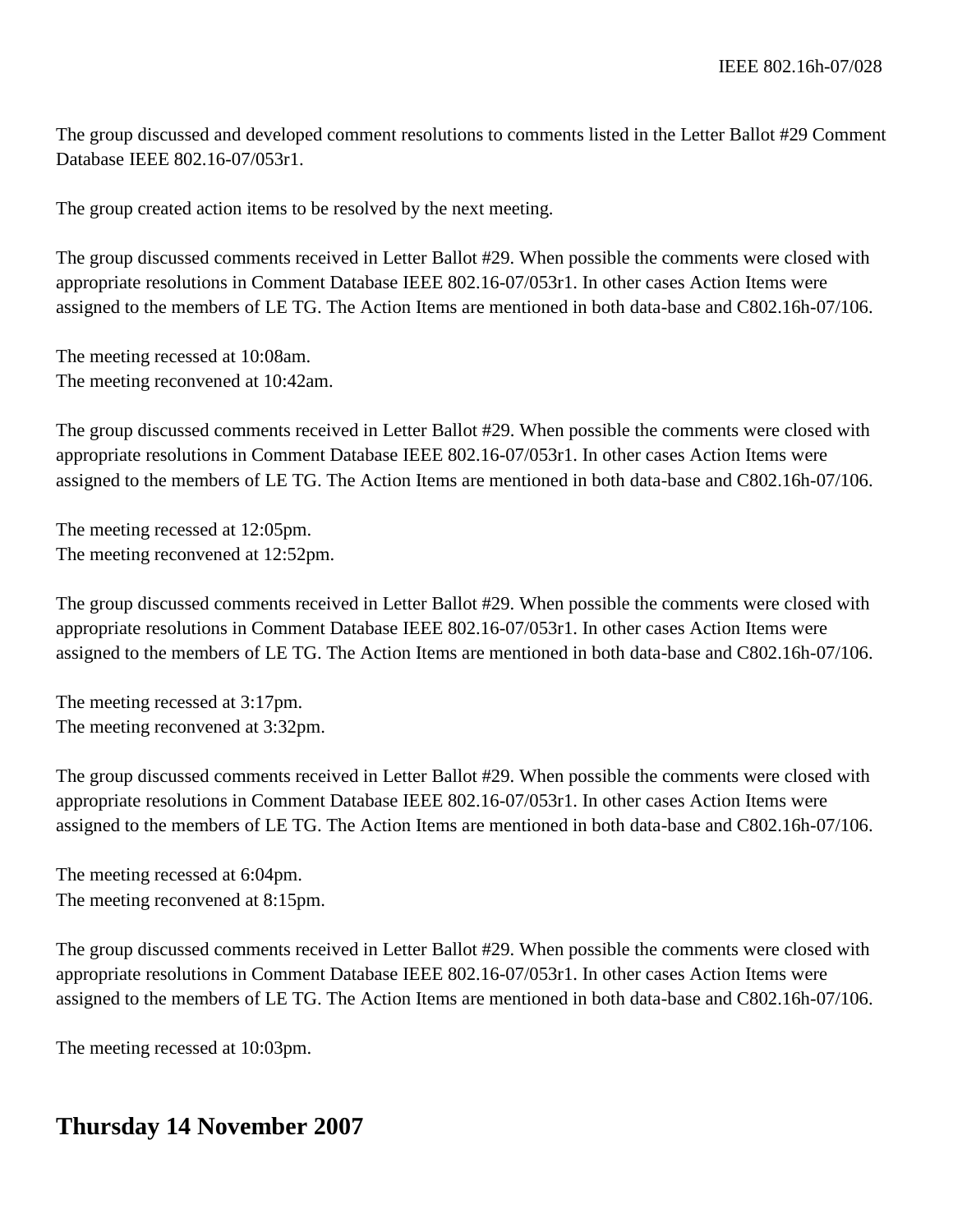The group discussed and developed comment resolutions to comments listed in the Letter Ballot #29 Comment Database IEEE 802.16-07/053r1.

The group created action items to be resolved by the next meeting.

The group discussed comments received in Letter Ballot #29. When possible the comments were closed with appropriate resolutions in Comment Database IEEE 802.16-07/053r1. In other cases Action Items were assigned to the members of LE TG. The Action Items are mentioned in both data-base and C802.16h-07/106.

The meeting recessed at 10:08am.
The meeting reconvened at 10:42am.

The group discussed comments received in Letter Ballot #29. When possible the comments were closed with appropriate resolutions in Comment Database IEEE 802.16-07/053r1. In other cases Action Items were assigned to the members of LE TG. The Action Items are mentioned in both data-base and C802.16h-07/106.

The meeting recessed at 12:05pm.
The meeting reconvened at 12:52pm.

The group discussed comments received in Letter Ballot #29. When possible the comments were closed with appropriate resolutions in Comment Database IEEE 802.16-07/053r1. In other cases Action Items were assigned to the members of LE TG. The Action Items are mentioned in both data-base and C802.16h-07/106.

The meeting recessed at 3:17pm.
The meeting reconvened at 3:32pm.

The group discussed comments received in Letter Ballot #29. When possible the comments were closed with appropriate resolutions in Comment Database IEEE 802.16-07/053r1. In other cases Action Items were assigned to the members of LE TG. The Action Items are mentioned in both data-base and C802.16h-07/106.

The meeting recessed at 6:04pm.
The meeting reconvened at 8:15pm.

The group discussed comments received in Letter Ballot #29. When possible the comments were closed with appropriate resolutions in Comment Database IEEE 802.16-07/053r1. In other cases Action Items were assigned to the members of LE TG. The Action Items are mentioned in both data-base and C802.16h-07/106.

The meeting recessed at 10:03pm.

## Thursday 14 November 2007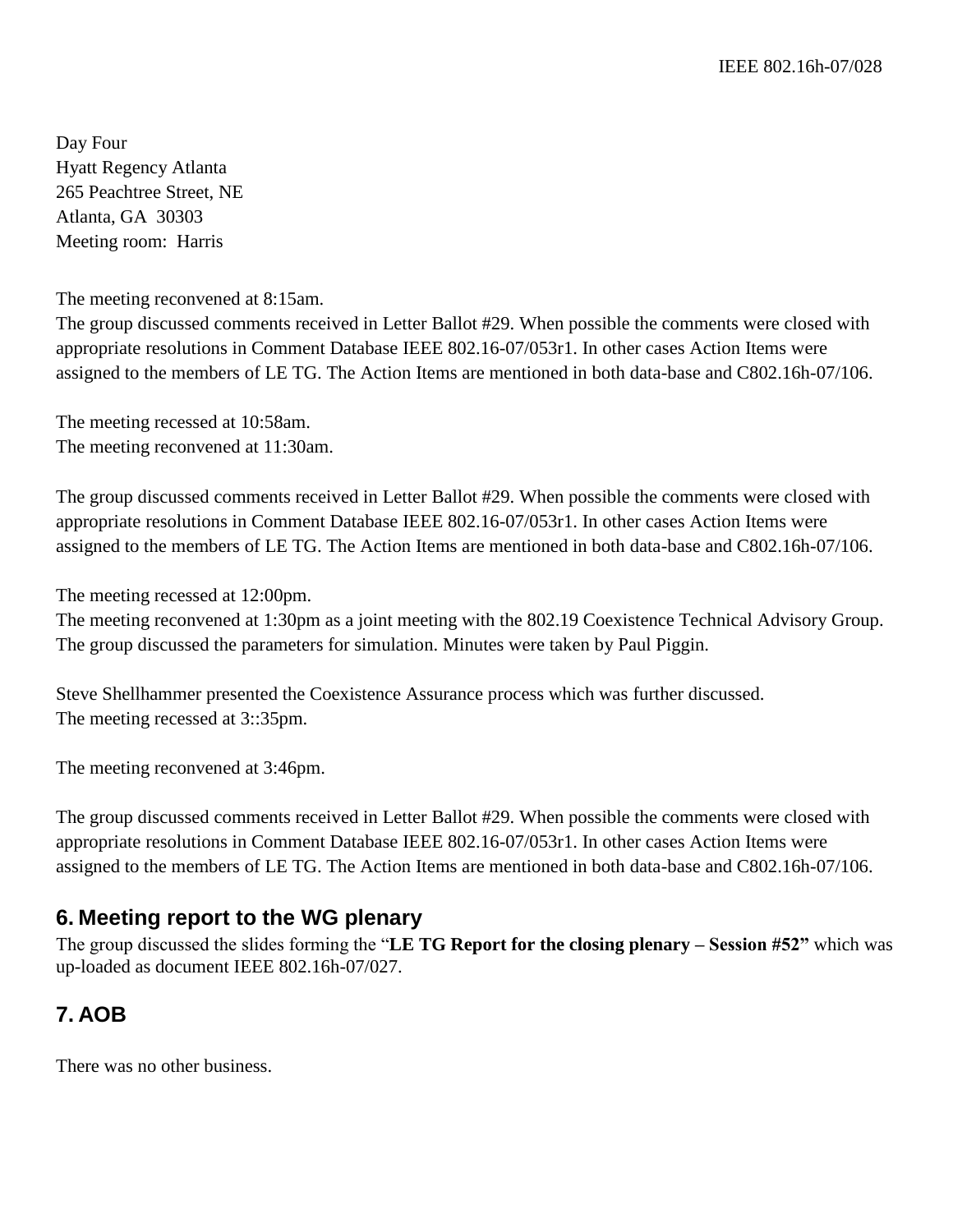Day Four
Hyatt Regency Atlanta
265 Peachtree Street, NE
Atlanta, GA 30303
Meeting room: Harris

The meeting reconvened at 8:15am.
The group discussed comments received in Letter Ballot #29. When possible the comments were closed with appropriate resolutions in Comment Database IEEE 802.16-07/053r1. In other cases Action Items were assigned to the members of LE TG. The Action Items are mentioned in both data-base and C802.16h-07/106.

The meeting recessed at 10:58am.
The meeting reconvened at 11:30am.

The group discussed comments received in Letter Ballot #29. When possible the comments were closed with appropriate resolutions in Comment Database IEEE 802.16-07/053r1. In other cases Action Items were assigned to the members of LE TG. The Action Items are mentioned in both data-base and C802.16h-07/106.

The meeting recessed at 12:00pm.
The meeting reconvened at 1:30pm as a joint meeting with the 802.19 Coexistence Technical Advisory Group. The group discussed the parameters for simulation. Minutes were taken by Paul Piggin.

Steve Shellhammer presented the Coexistence Assurance process which was further discussed.
The meeting recessed at 3::35pm.

The meeting reconvened at 3:46pm.

The group discussed comments received in Letter Ballot #29. When possible the comments were closed with appropriate resolutions in Comment Database IEEE 802.16-07/053r1. In other cases Action Items were assigned to the members of LE TG. The Action Items are mentioned in both data-base and C802.16h-07/106.

## 6. Meeting report to the WG plenary

The group discussed the slides forming the "**LE TG Report for the closing plenary – Session #52"** which was up-loaded as document IEEE 802.16h-07/027.

## 7. AOB

There was no other business.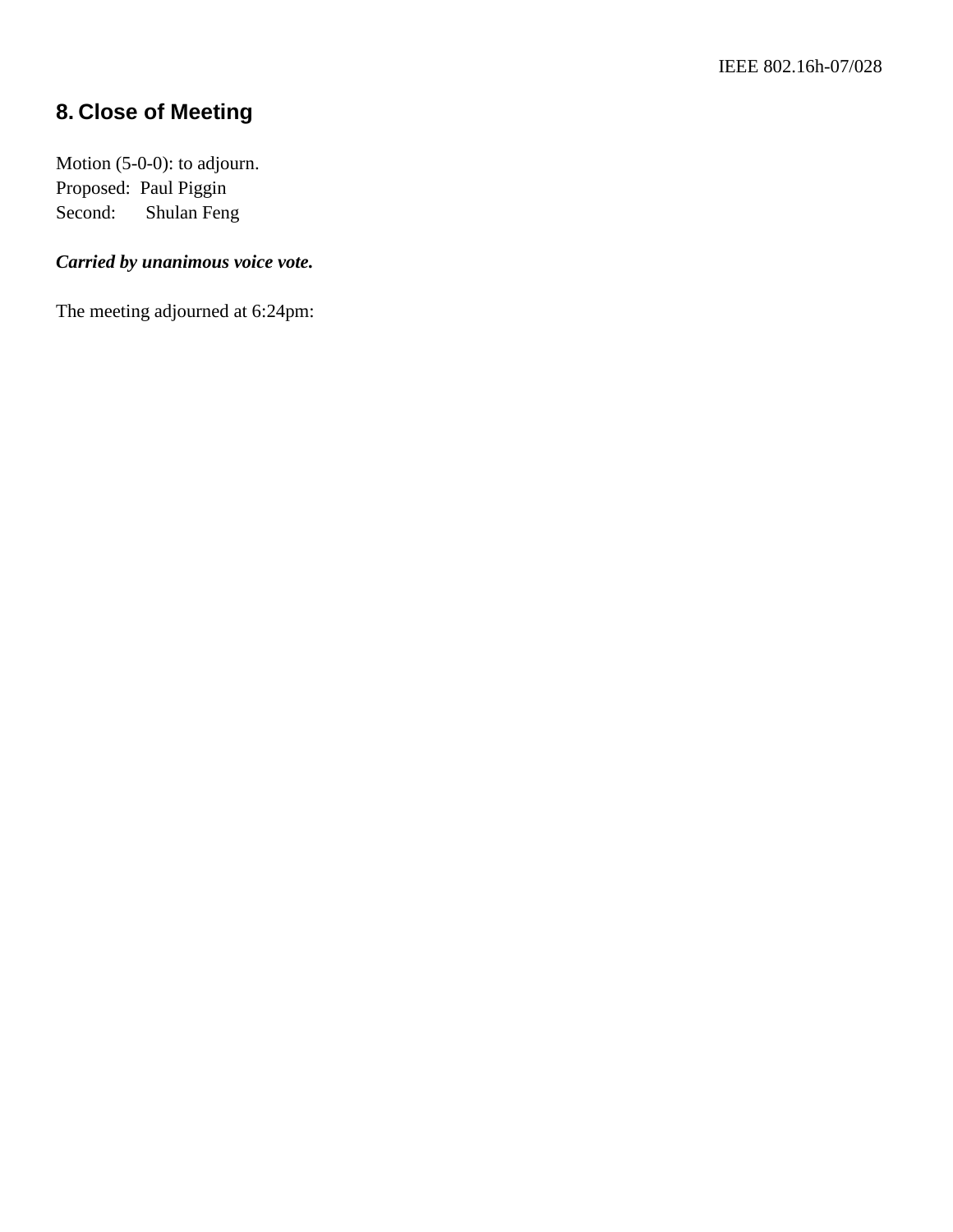## 8. Close of Meeting

Motion (5-0-0): to adjourn.
Proposed: Paul Piggin
Second: Shulan Feng

***Carried by unanimous voice vote.***

The meeting adjourned at 6:24pm: